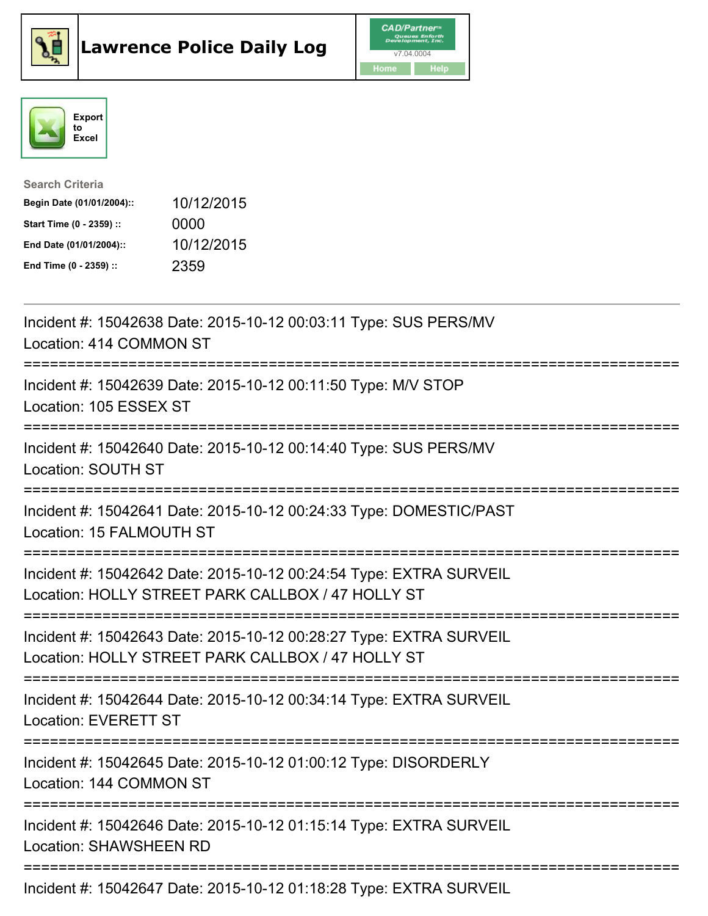# Lawrence Police Daily Log

CAD/Partner
v7.04.0004
Home Help

Export to Excel

**Search Criteria**

| | |
|---|---|
| **Begin Date (01/01/2004)::** | 10/12/2015 |
| **Start Time (0 - 2359) ::** | 0000 |
| **End Date (01/01/2004)::** | 10/12/2015 |
| **End Time (0 - 2359) ::** | 2359 |

---

Incident #: 15042638 Date: 2015-10-12 00:03:11 Type: SUS PERS/MV
Location: 414 COMMON ST

===========================================================================

Incident #: 15042639 Date: 2015-10-12 00:11:50 Type: M/V STOP
Location: 105 ESSEX ST

===========================================================================

Incident #: 15042640 Date: 2015-10-12 00:14:40 Type: SUS PERS/MV
Location: SOUTH ST

===========================================================================

Incident #: 15042641 Date: 2015-10-12 00:24:33 Type: DOMESTIC/PAST
Location: 15 FALMOUTH ST

===========================================================================

Incident #: 15042642 Date: 2015-10-12 00:24:54 Type: EXTRA SURVEIL
Location: HOLLY STREET PARK CALLBOX / 47 HOLLY ST

===========================================================================

Incident #: 15042643 Date: 2015-10-12 00:28:27 Type: EXTRA SURVEIL
Location: HOLLY STREET PARK CALLBOX / 47 HOLLY ST

===========================================================================

Incident #: 15042644 Date: 2015-10-12 00:34:14 Type: EXTRA SURVEIL
Location: EVERETT ST

===========================================================================

Incident #: 15042645 Date: 2015-10-12 01:00:12 Type: DISORDERLY
Location: 144 COMMON ST

===========================================================================

Incident #: 15042646 Date: 2015-10-12 01:15:14 Type: EXTRA SURVEIL
Location: SHAWSHEEN RD

===========================================================================

Incident #: 15042647 Date: 2015-10-12 01:18:28 Type: EXTRA SURVEIL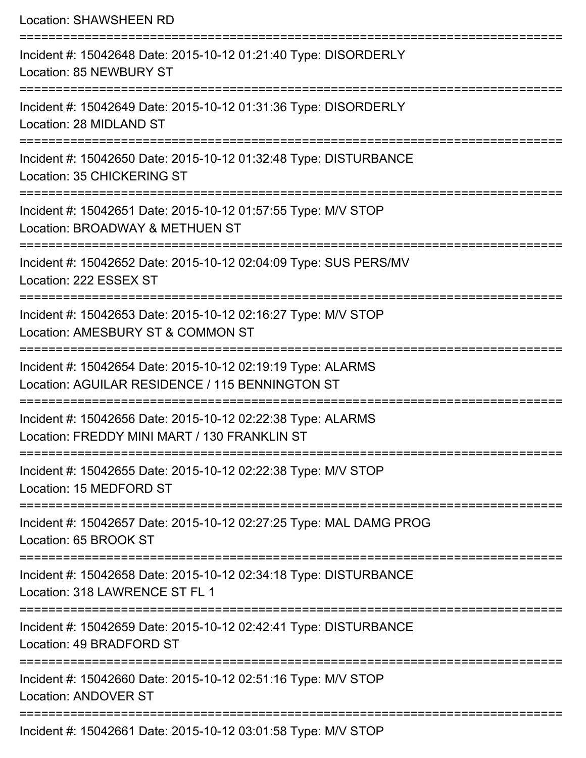Location: SHAWSHEEN RD

===========================================================================

Incident #: 15042648 Date: 2015-10-12 01:21:40 Type: DISORDERLY
Location: 85 NEWBURY ST

===========================================================================

Incident #: 15042649 Date: 2015-10-12 01:31:36 Type: DISORDERLY
Location: 28 MIDLAND ST

===========================================================================

Incident #: 15042650 Date: 2015-10-12 01:32:48 Type: DISTURBANCE
Location: 35 CHICKERING ST

===========================================================================

Incident #: 15042651 Date: 2015-10-12 01:57:55 Type: M/V STOP
Location: BROADWAY & METHUEN ST

===========================================================================

Incident #: 15042652 Date: 2015-10-12 02:04:09 Type: SUS PERS/MV
Location: 222 ESSEX ST

===========================================================================

Incident #: 15042653 Date: 2015-10-12 02:16:27 Type: M/V STOP
Location: AMESBURY ST & COMMON ST

===========================================================================

Incident #: 15042654 Date: 2015-10-12 02:19:19 Type: ALARMS
Location: AGUILAR RESIDENCE / 115 BENNINGTON ST

===========================================================================

Incident #: 15042656 Date: 2015-10-12 02:22:38 Type: ALARMS
Location: FREDDY MINI MART / 130 FRANKLIN ST

===========================================================================

Incident #: 15042655 Date: 2015-10-12 02:22:38 Type: M/V STOP
Location: 15 MEDFORD ST

===========================================================================

Incident #: 15042657 Date: 2015-10-12 02:27:25 Type: MAL DAMG PROG
Location: 65 BROOK ST

===========================================================================

Incident #: 15042658 Date: 2015-10-12 02:34:18 Type: DISTURBANCE
Location: 318 LAWRENCE ST FL 1

===========================================================================

Incident #: 15042659 Date: 2015-10-12 02:42:41 Type: DISTURBANCE
Location: 49 BRADFORD ST

===========================================================================

Incident #: 15042660 Date: 2015-10-12 02:51:16 Type: M/V STOP
Location: ANDOVER ST

===========================================================================

Incident #: 15042661 Date: 2015-10-12 03:01:58 Type: M/V STOP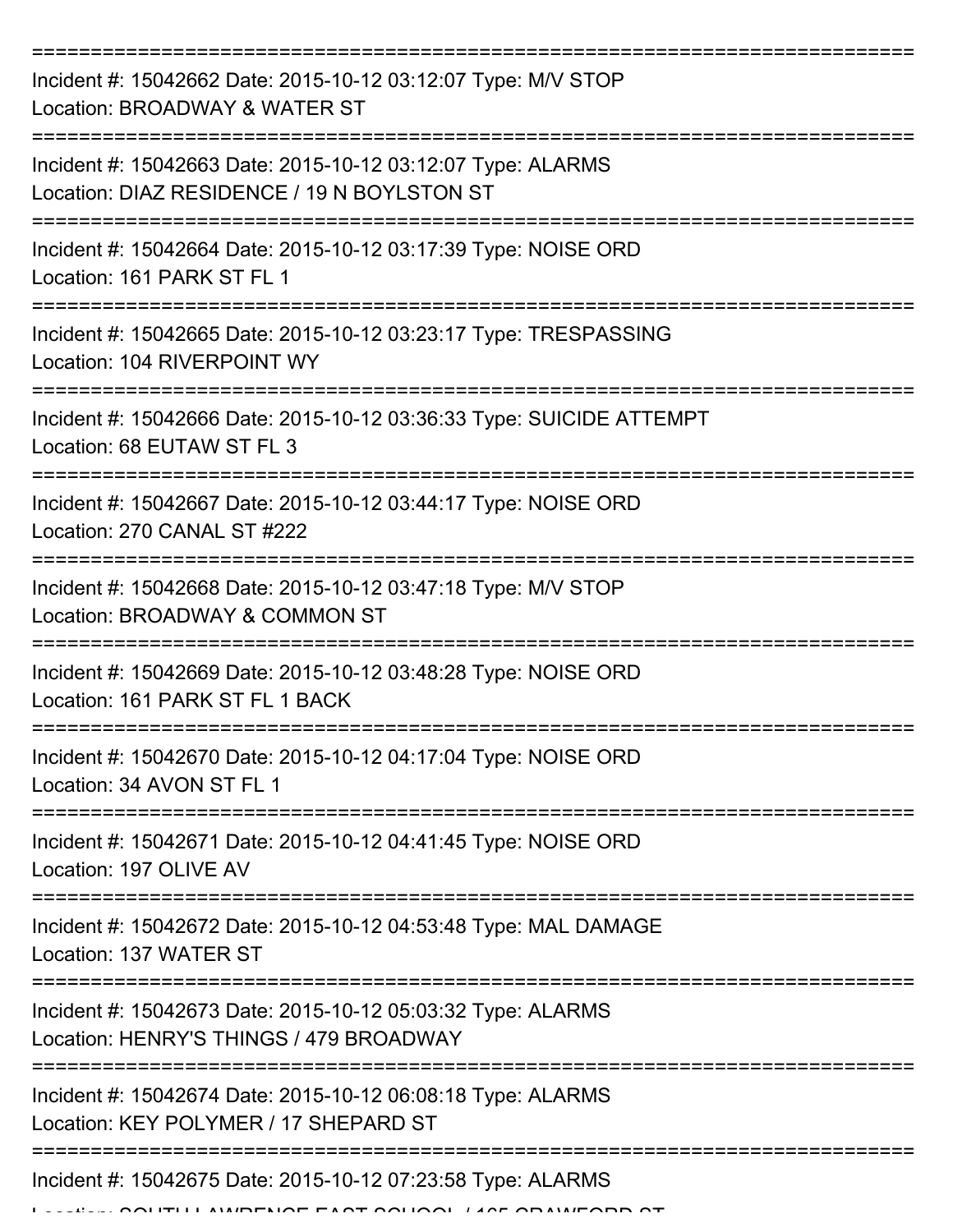===========================================================================

Incident #: 15042662 Date: 2015-10-12 03:12:07 Type: M/V STOP

Location: BROADWAY & WATER ST

===========================================================================

Incident #: 15042663 Date: 2015-10-12 03:12:07 Type: ALARMS

Location: DIAZ RESIDENCE / 19 N BOYLSTON ST

===========================================================================

Incident #: 15042664 Date: 2015-10-12 03:17:39 Type: NOISE ORD

Location: 161 PARK ST FL 1

===========================================================================

Incident #: 15042665 Date: 2015-10-12 03:23:17 Type: TRESPASSING

Location: 104 RIVERPOINT WY

===========================================================================

Incident #: 15042666 Date: 2015-10-12 03:36:33 Type: SUICIDE ATTEMPT

Location: 68 EUTAW ST FL 3

===========================================================================

Incident #: 15042667 Date: 2015-10-12 03:44:17 Type: NOISE ORD

Location: 270 CANAL ST #222

===========================================================================

Incident #: 15042668 Date: 2015-10-12 03:47:18 Type: M/V STOP

Location: BROADWAY & COMMON ST

===========================================================================

Incident #: 15042669 Date: 2015-10-12 03:48:28 Type: NOISE ORD

Location: 161 PARK ST FL 1 BACK

===========================================================================

Incident #: 15042670 Date: 2015-10-12 04:17:04 Type: NOISE ORD

Location: 34 AVON ST FL 1

===========================================================================

Incident #: 15042671 Date: 2015-10-12 04:41:45 Type: NOISE ORD

Location: 197 OLIVE AV

===========================================================================

Incident #: 15042672 Date: 2015-10-12 04:53:48 Type: MAL DAMAGE

Location: 137 WATER ST

===========================================================================

Incident #: 15042673 Date: 2015-10-12 05:03:32 Type: ALARMS

Location: HENRY'S THINGS / 479 BROADWAY

===========================================================================

Incident #: 15042674 Date: 2015-10-12 06:08:18 Type: ALARMS

Location: KEY POLYMER / 17 SHEPARD ST

===========================================================================

Incident #: 15042675 Date: 2015-10-12 07:23:58 Type: ALARMS

Location: SOUTH LAWRENCE EAST SCHOOL / 165 CRAWFORD ST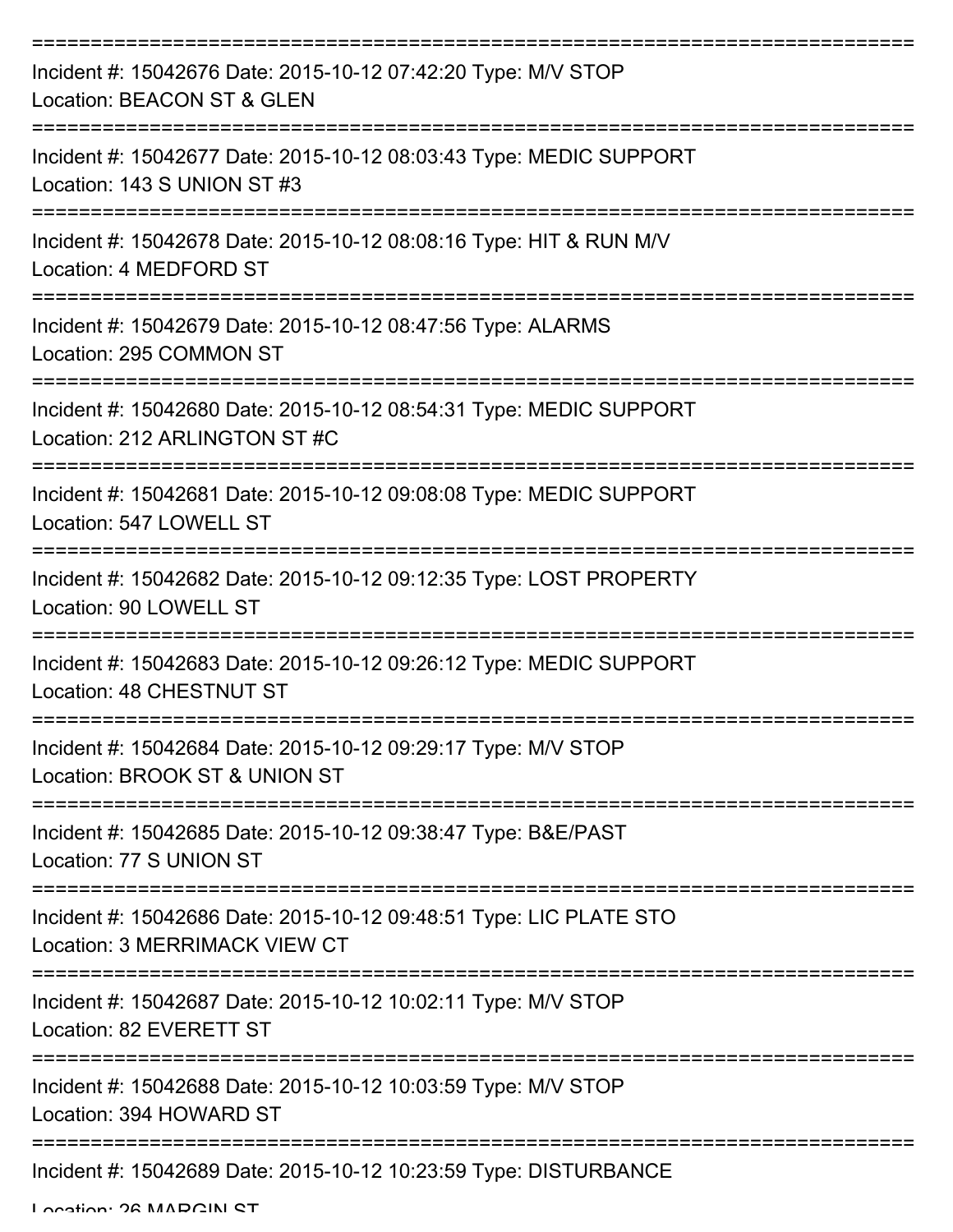===========================================================================

Incident #: 15042676 Date: 2015-10-12 07:42:20 Type: M/V STOP
Location: BEACON ST & GLEN

===========================================================================

Incident #: 15042677 Date: 2015-10-12 08:03:43 Type: MEDIC SUPPORT
Location: 143 S UNION ST #3

===========================================================================

Incident #: 15042678 Date: 2015-10-12 08:08:16 Type: HIT & RUN M/V
Location: 4 MEDFORD ST

===========================================================================

Incident #: 15042679 Date: 2015-10-12 08:47:56 Type: ALARMS
Location: 295 COMMON ST

===========================================================================

Incident #: 15042680 Date: 2015-10-12 08:54:31 Type: MEDIC SUPPORT
Location: 212 ARLINGTON ST #C

===========================================================================

Incident #: 15042681 Date: 2015-10-12 09:08:08 Type: MEDIC SUPPORT
Location: 547 LOWELL ST

===========================================================================

Incident #: 15042682 Date: 2015-10-12 09:12:35 Type: LOST PROPERTY
Location: 90 LOWELL ST

===========================================================================

Incident #: 15042683 Date: 2015-10-12 09:26:12 Type: MEDIC SUPPORT
Location: 48 CHESTNUT ST

===========================================================================

Incident #: 15042684 Date: 2015-10-12 09:29:17 Type: M/V STOP
Location: BROOK ST & UNION ST

===========================================================================

Incident #: 15042685 Date: 2015-10-12 09:38:47 Type: B&E/PAST
Location: 77 S UNION ST

===========================================================================

Incident #: 15042686 Date: 2015-10-12 09:48:51 Type: LIC PLATE STO
Location: 3 MERRIMACK VIEW CT

===========================================================================

Incident #: 15042687 Date: 2015-10-12 10:02:11 Type: M/V STOP
Location: 82 EVERETT ST

===========================================================================

Incident #: 15042688 Date: 2015-10-12 10:03:59 Type: M/V STOP
Location: 394 HOWARD ST

===========================================================================

Incident #: 15042689 Date: 2015-10-12 10:23:59 Type: DISTURBANCE
Location: 26 MARGIN ST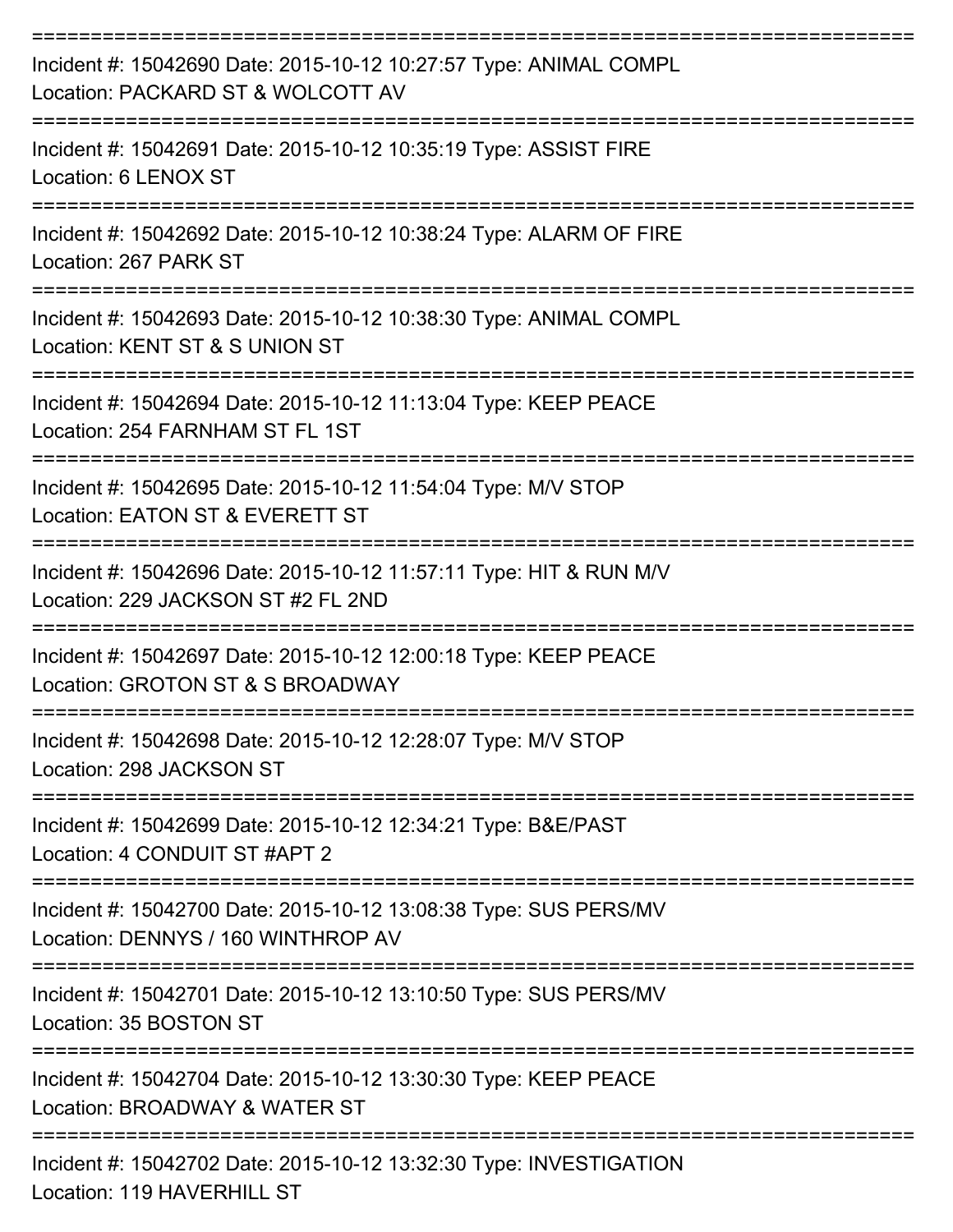---

Incident #: 15042690 Date: 2015-10-12 10:27:57 Type: ANIMAL COMPL
Location: PACKARD ST & WOLCOTT AV

---

Incident #: 15042691 Date: 2015-10-12 10:35:19 Type: ASSIST FIRE
Location: 6 LENOX ST

---

Incident #: 15042692 Date: 2015-10-12 10:38:24 Type: ALARM OF FIRE
Location: 267 PARK ST

---

Incident #: 15042693 Date: 2015-10-12 10:38:30 Type: ANIMAL COMPL
Location: KENT ST & S UNION ST

---

Incident #: 15042694 Date: 2015-10-12 11:13:04 Type: KEEP PEACE
Location: 254 FARNHAM ST FL 1ST

---

Incident #: 15042695 Date: 2015-10-12 11:54:04 Type: M/V STOP
Location: EATON ST & EVERETT ST

---

Incident #: 15042696 Date: 2015-10-12 11:57:11 Type: HIT & RUN M/V
Location: 229 JACKSON ST #2 FL 2ND

---

Incident #: 15042697 Date: 2015-10-12 12:00:18 Type: KEEP PEACE
Location: GROTON ST & S BROADWAY

---

Incident #: 15042698 Date: 2015-10-12 12:28:07 Type: M/V STOP
Location: 298 JACKSON ST

---

Incident #: 15042699 Date: 2015-10-12 12:34:21 Type: B&E/PAST
Location: 4 CONDUIT ST #APT 2

---

Incident #: 15042700 Date: 2015-10-12 13:08:38 Type: SUS PERS/MV
Location: DENNYS / 160 WINTHROP AV

---

Incident #: 15042701 Date: 2015-10-12 13:10:50 Type: SUS PERS/MV
Location: 35 BOSTON ST

---

Incident #: 15042704 Date: 2015-10-12 13:30:30 Type: KEEP PEACE
Location: BROADWAY & WATER ST

---

Incident #: 15042702 Date: 2015-10-12 13:32:30 Type: INVESTIGATION
Location: 119 HAVERHILL ST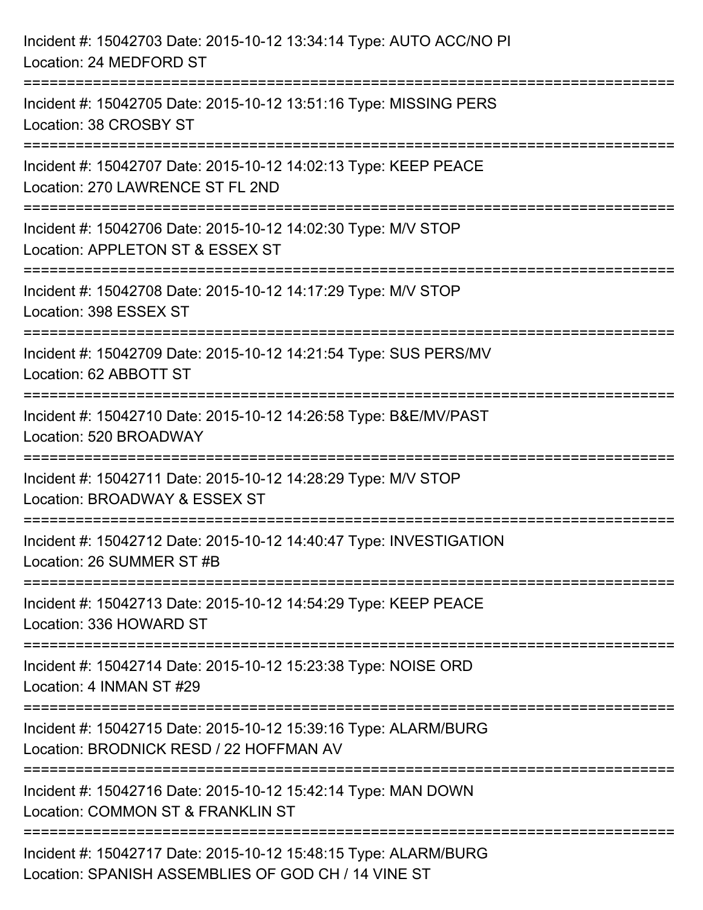Incident #: 15042703 Date: 2015-10-12 13:34:14 Type: AUTO ACC/NO PI
Location: 24 MEDFORD ST

===========================================================================

Incident #: 15042705 Date: 2015-10-12 13:51:16 Type: MISSING PERS
Location: 38 CROSBY ST

===========================================================================

Incident #: 15042707 Date: 2015-10-12 14:02:13 Type: KEEP PEACE
Location: 270 LAWRENCE ST FL 2ND

===========================================================================

Incident #: 15042706 Date: 2015-10-12 14:02:30 Type: M/V STOP
Location: APPLETON ST & ESSEX ST

===========================================================================

Incident #: 15042708 Date: 2015-10-12 14:17:29 Type: M/V STOP
Location: 398 ESSEX ST

===========================================================================

Incident #: 15042709 Date: 2015-10-12 14:21:54 Type: SUS PERS/MV
Location: 62 ABBOTT ST

===========================================================================

Incident #: 15042710 Date: 2015-10-12 14:26:58 Type: B&E/MV/PAST
Location: 520 BROADWAY

===========================================================================

Incident #: 15042711 Date: 2015-10-12 14:28:29 Type: M/V STOP
Location: BROADWAY & ESSEX ST

===========================================================================

Incident #: 15042712 Date: 2015-10-12 14:40:47 Type: INVESTIGATION
Location: 26 SUMMER ST #B

===========================================================================

Incident #: 15042713 Date: 2015-10-12 14:54:29 Type: KEEP PEACE
Location: 336 HOWARD ST

===========================================================================

Incident #: 15042714 Date: 2015-10-12 15:23:38 Type: NOISE ORD
Location: 4 INMAN ST #29

===========================================================================

Incident #: 15042715 Date: 2015-10-12 15:39:16 Type: ALARM/BURG
Location: BRODNICK RESD / 22 HOFFMAN AV

===========================================================================

Incident #: 15042716 Date: 2015-10-12 15:42:14 Type: MAN DOWN
Location: COMMON ST & FRANKLIN ST

===========================================================================

Incident #: 15042717 Date: 2015-10-12 15:48:15 Type: ALARM/BURG
Location: SPANISH ASSEMBLIES OF GOD CH / 14 VINE ST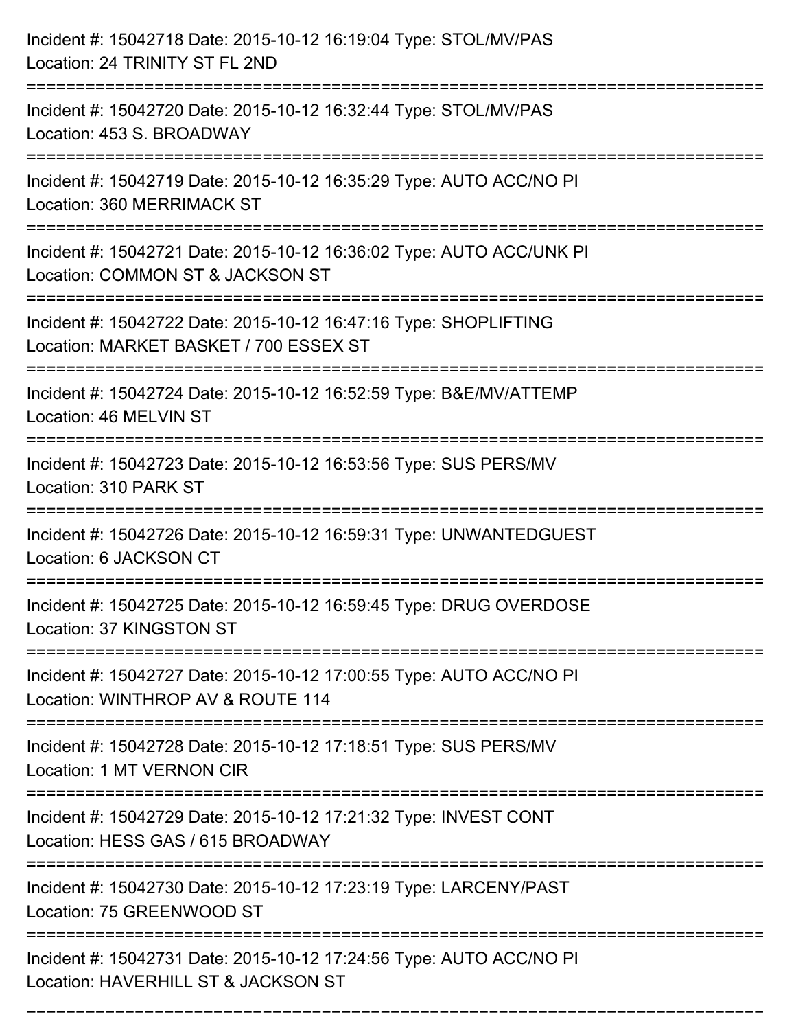Incident #: 15042718 Date: 2015-10-12 16:19:04 Type: STOL/MV/PAS
Location: 24 TRINITY ST FL 2ND

===========================================================================

Incident #: 15042720 Date: 2015-10-12 16:32:44 Type: STOL/MV/PAS
Location: 453 S. BROADWAY

===========================================================================

Incident #: 15042719 Date: 2015-10-12 16:35:29 Type: AUTO ACC/NO PI
Location: 360 MERRIMACK ST

===========================================================================

Incident #: 15042721 Date: 2015-10-12 16:36:02 Type: AUTO ACC/UNK PI
Location: COMMON ST & JACKSON ST

===========================================================================

Incident #: 15042722 Date: 2015-10-12 16:47:16 Type: SHOPLIFTING
Location: MARKET BASKET / 700 ESSEX ST

===========================================================================

Incident #: 15042724 Date: 2015-10-12 16:52:59 Type: B&E/MV/ATTEMP
Location: 46 MELVIN ST

===========================================================================

Incident #: 15042723 Date: 2015-10-12 16:53:56 Type: SUS PERS/MV
Location: 310 PARK ST

===========================================================================

Incident #: 15042726 Date: 2015-10-12 16:59:31 Type: UNWANTEDGUEST
Location: 6 JACKSON CT

===========================================================================

Incident #: 15042725 Date: 2015-10-12 16:59:45 Type: DRUG OVERDOSE
Location: 37 KINGSTON ST

===========================================================================

Incident #: 15042727 Date: 2015-10-12 17:00:55 Type: AUTO ACC/NO PI
Location: WINTHROP AV & ROUTE 114

===========================================================================

Incident #: 15042728 Date: 2015-10-12 17:18:51 Type: SUS PERS/MV
Location: 1 MT VERNON CIR

===========================================================================

Incident #: 15042729 Date: 2015-10-12 17:21:32 Type: INVEST CONT
Location: HESS GAS / 615 BROADWAY

===========================================================================

Incident #: 15042730 Date: 2015-10-12 17:23:19 Type: LARCENY/PAST
Location: 75 GREENWOOD ST

===========================================================================

Incident #: 15042731 Date: 2015-10-12 17:24:56 Type: AUTO ACC/NO PI
Location: HAVERHILL ST & JACKSON ST

===========================================================================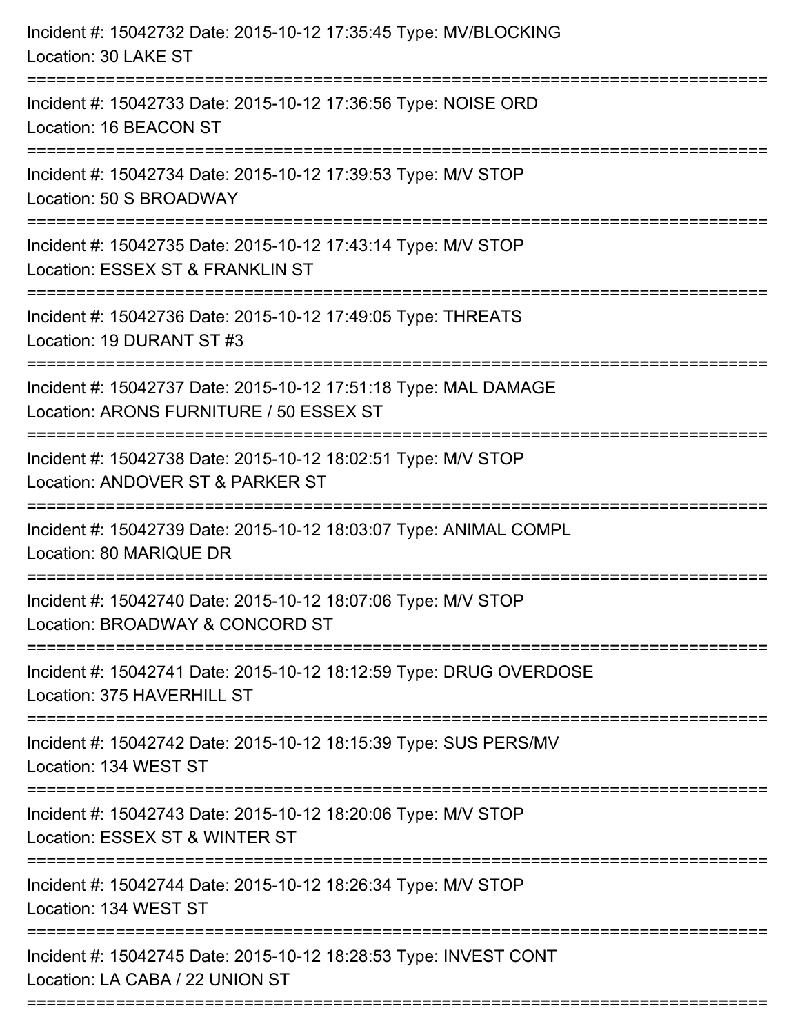Incident #: 15042732 Date: 2015-10-12 17:35:45 Type: MV/BLOCKING
Location: 30 LAKE ST

===========================================================================

Incident #: 15042733 Date: 2015-10-12 17:36:56 Type: NOISE ORD
Location: 16 BEACON ST

===========================================================================

Incident #: 15042734 Date: 2015-10-12 17:39:53 Type: M/V STOP
Location: 50 S BROADWAY

===========================================================================

Incident #: 15042735 Date: 2015-10-12 17:43:14 Type: M/V STOP
Location: ESSEX ST & FRANKLIN ST

===========================================================================

Incident #: 15042736 Date: 2015-10-12 17:49:05 Type: THREATS
Location: 19 DURANT ST #3

===========================================================================

Incident #: 15042737 Date: 2015-10-12 17:51:18 Type: MAL DAMAGE
Location: ARONS FURNITURE / 50 ESSEX ST

===========================================================================

Incident #: 15042738 Date: 2015-10-12 18:02:51 Type: M/V STOP
Location: ANDOVER ST & PARKER ST

===========================================================================

Incident #: 15042739 Date: 2015-10-12 18:03:07 Type: ANIMAL COMPL
Location: 80 MARIQUE DR

===========================================================================

Incident #: 15042740 Date: 2015-10-12 18:07:06 Type: M/V STOP
Location: BROADWAY & CONCORD ST

===========================================================================

Incident #: 15042741 Date: 2015-10-12 18:12:59 Type: DRUG OVERDOSE
Location: 375 HAVERHILL ST

===========================================================================

Incident #: 15042742 Date: 2015-10-12 18:15:39 Type: SUS PERS/MV
Location: 134 WEST ST

===========================================================================

Incident #: 15042743 Date: 2015-10-12 18:20:06 Type: M/V STOP
Location: ESSEX ST & WINTER ST

===========================================================================

Incident #: 15042744 Date: 2015-10-12 18:26:34 Type: M/V STOP
Location: 134 WEST ST

===========================================================================

Incident #: 15042745 Date: 2015-10-12 18:28:53 Type: INVEST CONT
Location: LA CABA / 22 UNION ST

===========================================================================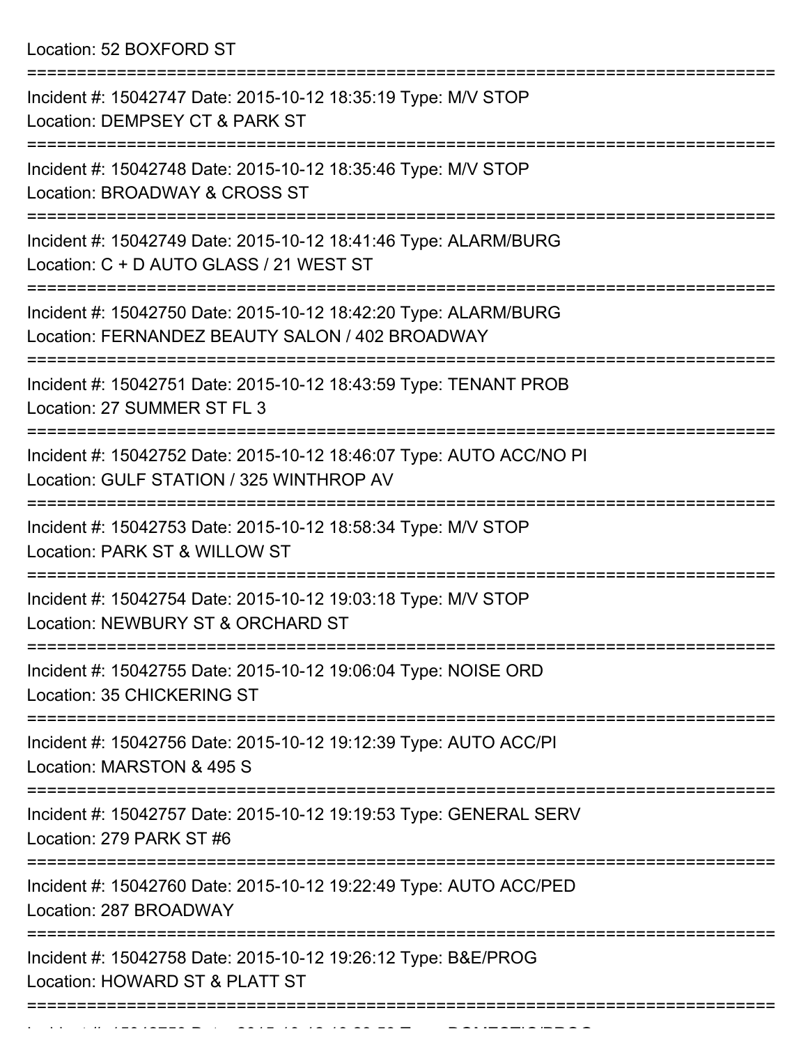Location: 52 BOXFORD ST

===========================================================================

Incident #: 15042747 Date: 2015-10-12 18:35:19 Type: M/V STOP
Location: DEMPSEY CT & PARK ST

===========================================================================

Incident #: 15042748 Date: 2015-10-12 18:35:46 Type: M/V STOP
Location: BROADWAY & CROSS ST

===========================================================================

Incident #: 15042749 Date: 2015-10-12 18:41:46 Type: ALARM/BURG
Location: C + D AUTO GLASS / 21 WEST ST

===========================================================================

Incident #: 15042750 Date: 2015-10-12 18:42:20 Type: ALARM/BURG
Location: FERNANDEZ BEAUTY SALON / 402 BROADWAY

===========================================================================

Incident #: 15042751 Date: 2015-10-12 18:43:59 Type: TENANT PROB
Location: 27 SUMMER ST FL 3

===========================================================================

Incident #: 15042752 Date: 2015-10-12 18:46:07 Type: AUTO ACC/NO PI
Location: GULF STATION / 325 WINTHROP AV

===========================================================================

Incident #: 15042753 Date: 2015-10-12 18:58:34 Type: M/V STOP
Location: PARK ST & WILLOW ST

===========================================================================

Incident #: 15042754 Date: 2015-10-12 19:03:18 Type: M/V STOP
Location: NEWBURY ST & ORCHARD ST

===========================================================================

Incident #: 15042755 Date: 2015-10-12 19:06:04 Type: NOISE ORD
Location: 35 CHICKERING ST

===========================================================================

Incident #: 15042756 Date: 2015-10-12 19:12:39 Type: AUTO ACC/PI
Location: MARSTON & 495 S

===========================================================================

Incident #: 15042757 Date: 2015-10-12 19:19:53 Type: GENERAL SERV
Location: 279 PARK ST #6

===========================================================================

Incident #: 15042760 Date: 2015-10-12 19:22:49 Type: AUTO ACC/PED
Location: 287 BROADWAY

===========================================================================

Incident #: 15042758 Date: 2015-10-12 19:26:12 Type: B&E/PROG
Location: HOWARD ST & PLATT ST

===========================================================================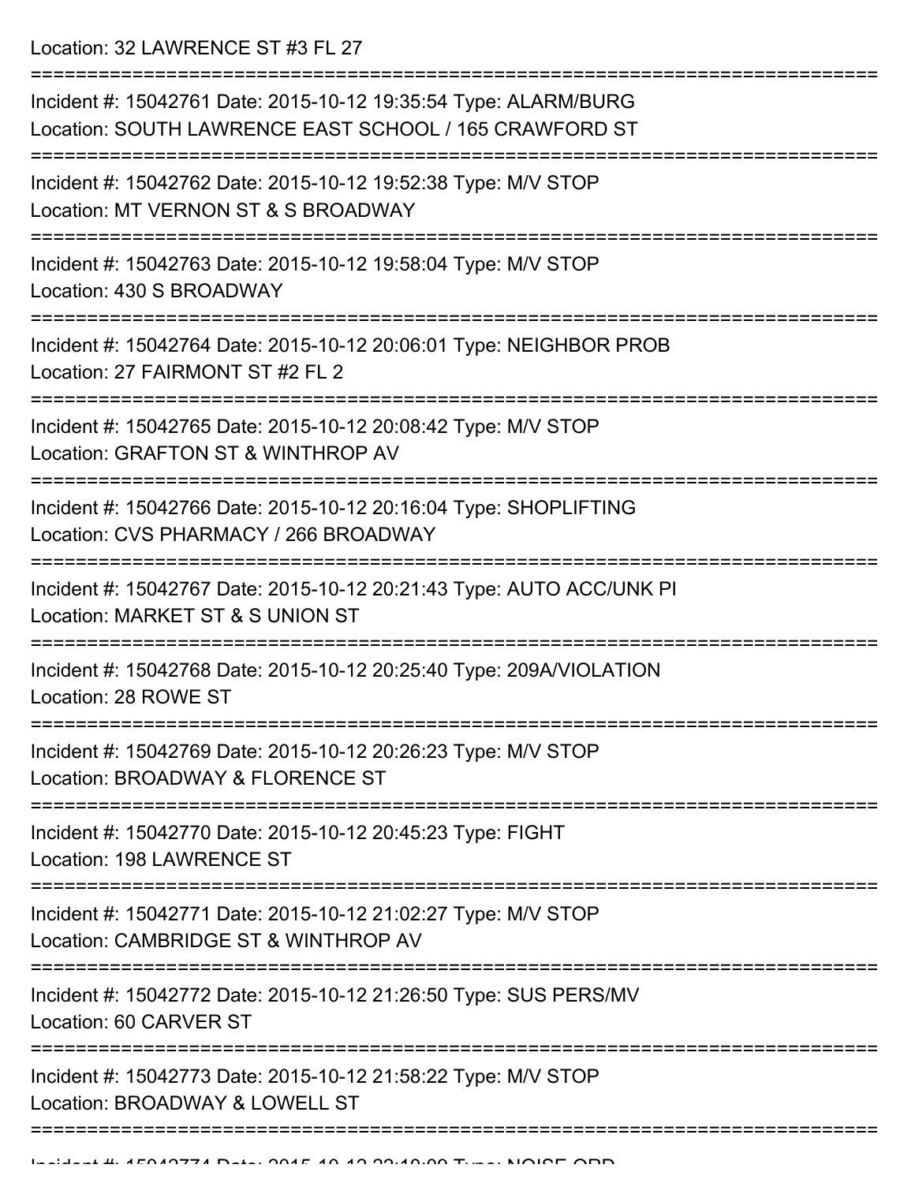Location: 32 LAWRENCE ST #3 FL 27

===========================================================================

Incident #: 15042761 Date: 2015-10-12 19:35:54 Type: ALARM/BURG
Location: SOUTH LAWRENCE EAST SCHOOL / 165 CRAWFORD ST

===========================================================================

Incident #: 15042762 Date: 2015-10-12 19:52:38 Type: M/V STOP
Location: MT VERNON ST & S BROADWAY

===========================================================================

Incident #: 15042763 Date: 2015-10-12 19:58:04 Type: M/V STOP
Location: 430 S BROADWAY

===========================================================================

Incident #: 15042764 Date: 2015-10-12 20:06:01 Type: NEIGHBOR PROB
Location: 27 FAIRMONT ST #2 FL 2

===========================================================================

Incident #: 15042765 Date: 2015-10-12 20:08:42 Type: M/V STOP
Location: GRAFTON ST & WINTHROP AV

===========================================================================

Incident #: 15042766 Date: 2015-10-12 20:16:04 Type: SHOPLIFTING
Location: CVS PHARMACY / 266 BROADWAY

===========================================================================

Incident #: 15042767 Date: 2015-10-12 20:21:43 Type: AUTO ACC/UNK PI
Location: MARKET ST & S UNION ST

===========================================================================

Incident #: 15042768 Date: 2015-10-12 20:25:40 Type: 209A/VIOLATION
Location: 28 ROWE ST

===========================================================================

Incident #: 15042769 Date: 2015-10-12 20:26:23 Type: M/V STOP
Location: BROADWAY & FLORENCE ST

===========================================================================

Incident #: 15042770 Date: 2015-10-12 20:45:23 Type: FIGHT
Location: 198 LAWRENCE ST

===========================================================================

Incident #: 15042771 Date: 2015-10-12 21:02:27 Type: M/V STOP
Location: CAMBRIDGE ST & WINTHROP AV

===========================================================================

Incident #: 15042772 Date: 2015-10-12 21:26:50 Type: SUS PERS/MV
Location: 60 CARVER ST

===========================================================================

Incident #: 15042773 Date: 2015-10-12 21:58:22 Type: M/V STOP
Location: BROADWAY & LOWELL ST

===========================================================================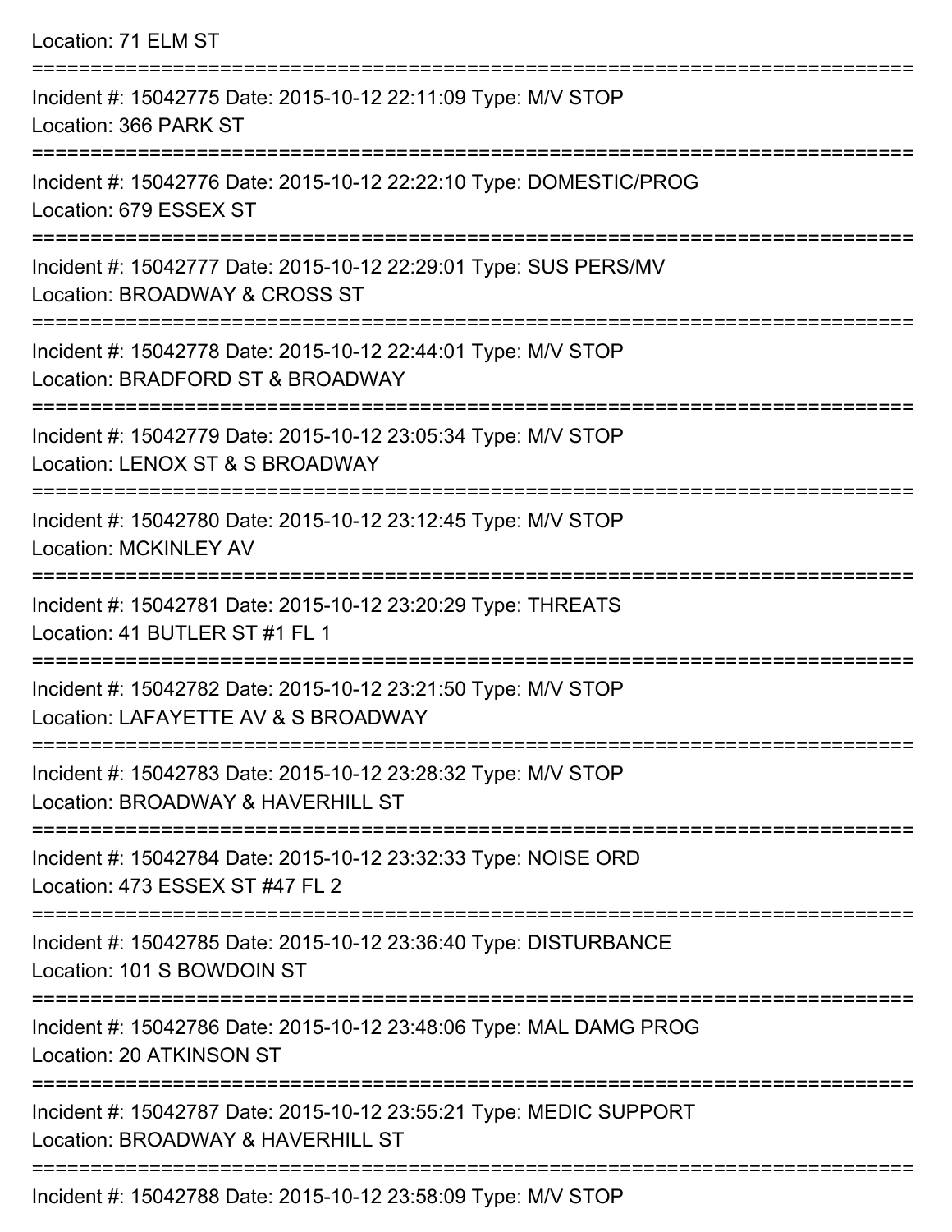Location: 71 ELM ST

===========================================================================

Incident #: 15042775 Date: 2015-10-12 22:11:09 Type: M/V STOP
Location: 366 PARK ST

===========================================================================

Incident #: 15042776 Date: 2015-10-12 22:22:10 Type: DOMESTIC/PROG
Location: 679 ESSEX ST

===========================================================================

Incident #: 15042777 Date: 2015-10-12 22:29:01 Type: SUS PERS/MV
Location: BROADWAY & CROSS ST

===========================================================================

Incident #: 15042778 Date: 2015-10-12 22:44:01 Type: M/V STOP
Location: BRADFORD ST & BROADWAY

===========================================================================

Incident #: 15042779 Date: 2015-10-12 23:05:34 Type: M/V STOP
Location: LENOX ST & S BROADWAY

===========================================================================

Incident #: 15042780 Date: 2015-10-12 23:12:45 Type: M/V STOP
Location: MCKINLEY AV

===========================================================================

Incident #: 15042781 Date: 2015-10-12 23:20:29 Type: THREATS
Location: 41 BUTLER ST #1 FL 1

===========================================================================

Incident #: 15042782 Date: 2015-10-12 23:21:50 Type: M/V STOP
Location: LAFAYETTE AV & S BROADWAY

===========================================================================

Incident #: 15042783 Date: 2015-10-12 23:28:32 Type: M/V STOP
Location: BROADWAY & HAVERHILL ST

===========================================================================

Incident #: 15042784 Date: 2015-10-12 23:32:33 Type: NOISE ORD
Location: 473 ESSEX ST #47 FL 2

===========================================================================

Incident #: 15042785 Date: 2015-10-12 23:36:40 Type: DISTURBANCE
Location: 101 S BOWDOIN ST

===========================================================================

Incident #: 15042786 Date: 2015-10-12 23:48:06 Type: MAL DAMG PROG
Location: 20 ATKINSON ST

===========================================================================

Incident #: 15042787 Date: 2015-10-12 23:55:21 Type: MEDIC SUPPORT
Location: BROADWAY & HAVERHILL ST

===========================================================================

Incident #: 15042788 Date: 2015-10-12 23:58:09 Type: M/V STOP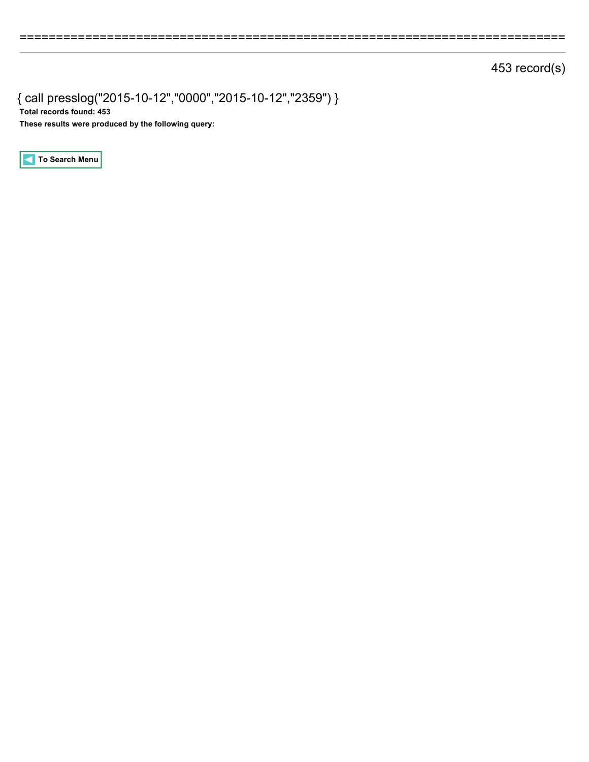==========================================================================

---

453 record(s)

{ call presslog("2015-10-12","0000","2015-10-12","2359") }

**Total records found: 453**

**These results were produced by the following query:**

**To Search Menu**